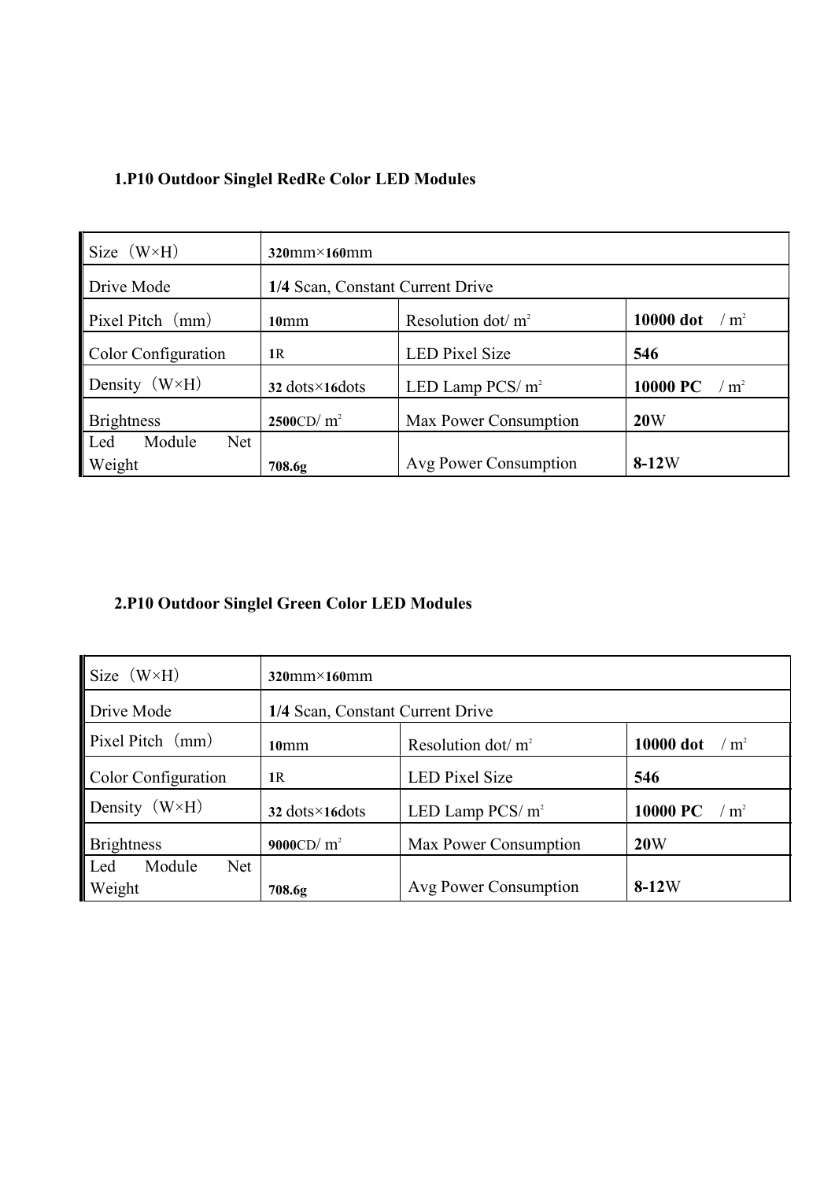**1.P10 Outdoor Singlel RedRe Color LED Modules**

| Size（W×H） | **320**mm×**160**mm | | |
|---|---|---|---|
| Drive Mode | **1/4** Scan, Constant Current Drive | | |
| Pixel Pitch（mm） | **10**mm | Resolution dot/ $m^2$ | **10000 dot** / $m^2$ |
| Color Configuration | **1**R | LED Pixel Size | **546** |
| Density（W×H） | **32** dots×**16**dots | LED Lamp PCS/ $m^2$ | **10000 PC** / $m^2$ |
| Brightness | **2500**CD/ $m^2$ | Max Power Consumption | **20**W |
| Led Module Net Weight | **708.6g** | Avg Power Consumption | **8-12**W |

**2.P10 Outdoor Singlel Green Color LED Modules**

| Size（W×H） | **320**mm×**160**mm | | |
|---|---|---|---|
| Drive Mode | **1/4** Scan, Constant Current Drive | | |
| Pixel Pitch（mm） | **10**mm | Resolution dot/ $m^2$ | **10000 dot** / $m^2$ |
| Color Configuration | **1**R | LED Pixel Size | **546** |
| Density（W×H） | **32** dots×**16**dots | LED Lamp PCS/ $m^2$ | **10000 PC** / $m^2$ |
| Brightness | **9000**CD/ $m^2$ | Max Power Consumption | **20**W |
| Led Module Net Weight | **708.6g** | Avg Power Consumption | **8-12**W |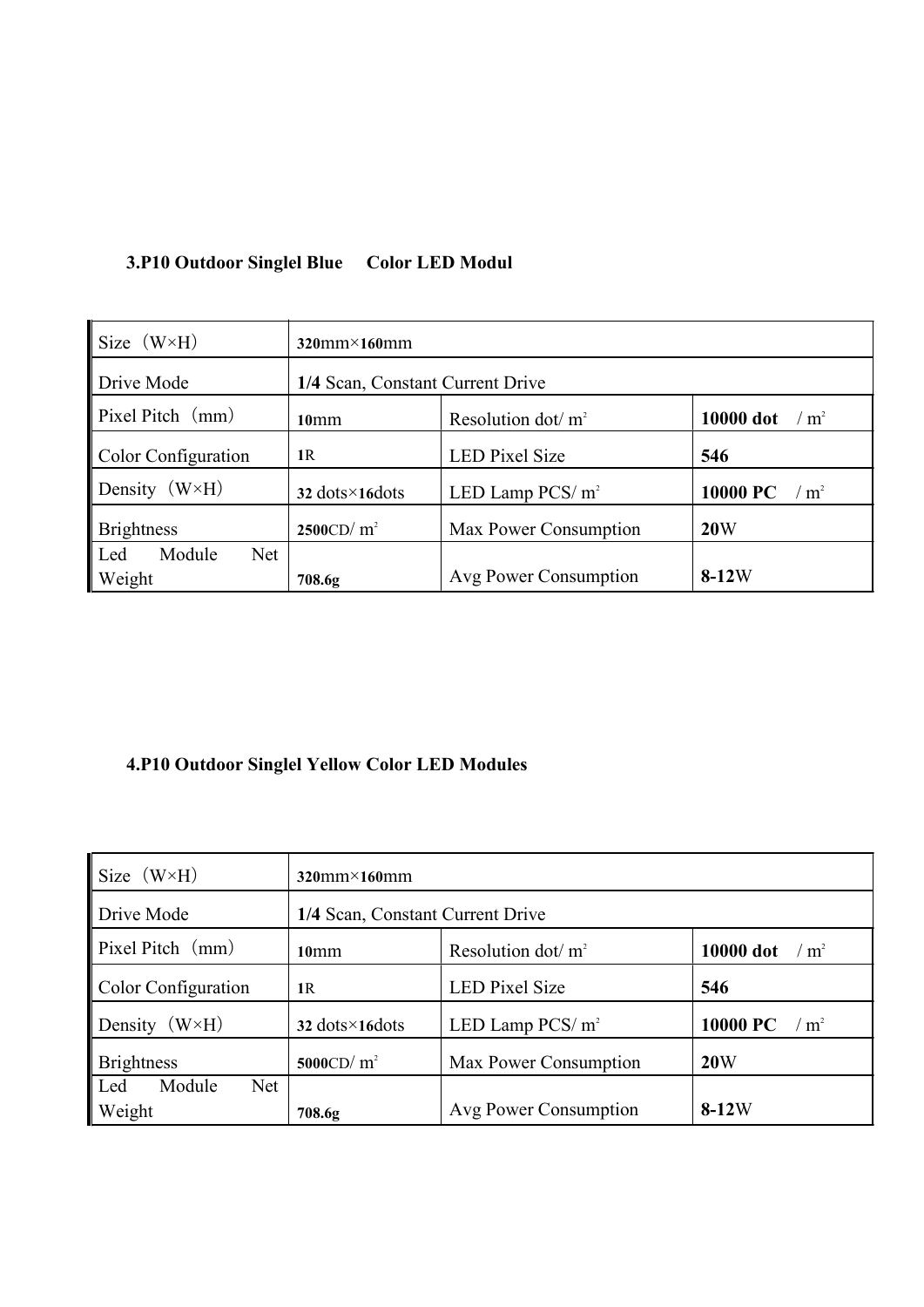### 3.P10 Outdoor Singlel Blue Color LED Modul

| Size（W×H） | **320**mm×**160**mm | | |
|---|---|---|---|
| Drive Mode | **1/4** Scan, Constant Current Drive | | |
| Pixel Pitch（mm） | **10**mm | Resolution dot/ $m^2$ | **10000 dot** / $m^2$ |
| Color Configuration | **1**R | LED Pixel Size | **546** |
| Density（W×H） | **32** dots×**16**dots | LED Lamp PCS/ $m^2$ | **10000 PC** / $m^2$ |
| Brightness | **2500**CD/ $m^2$ | Max Power Consumption | **20**W |
| Led Module Net Weight | **708.6g** | Avg Power Consumption | **8-12**W |

### 4.P10 Outdoor Singlel Yellow Color LED Modules

| Size（W×H） | **320**mm×**160**mm | | |
|---|---|---|---|
| Drive Mode | **1/4** Scan, Constant Current Drive | | |
| Pixel Pitch（mm） | **10**mm | Resolution dot/ $m^2$ | **10000 dot** / $m^2$ |
| Color Configuration | **1**R | LED Pixel Size | **546** |
| Density（W×H） | **32** dots×**16**dots | LED Lamp PCS/ $m^2$ | **10000 PC** / $m^2$ |
| Brightness | **5000**CD/ $m^2$ | Max Power Consumption | **20**W |
| Led Module Net Weight | **708.6g** | Avg Power Consumption | **8-12**W |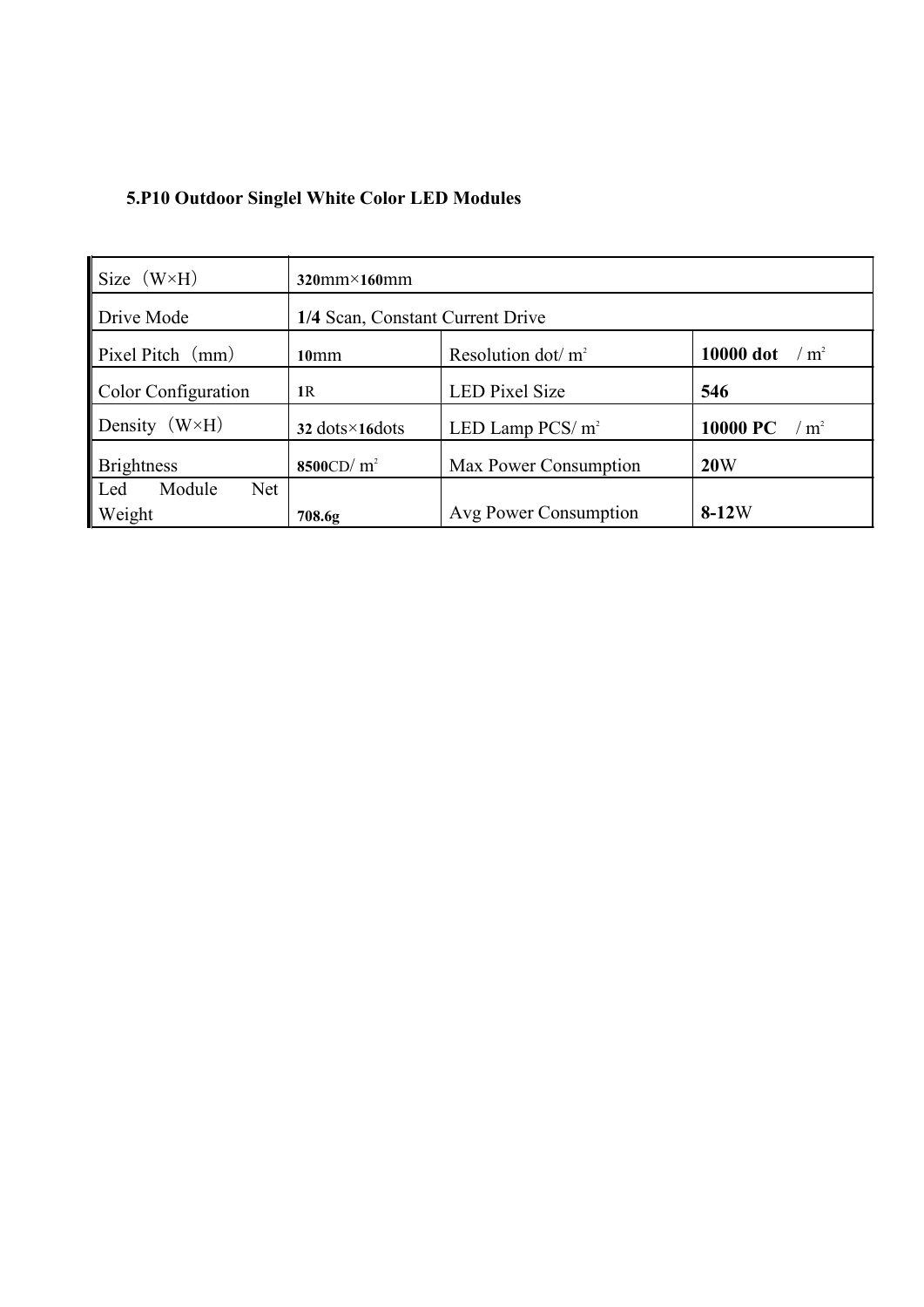**5.P10 Outdoor Singlel White Color LED Modules**

| | | | |
|---|---|---|---|
| Size（W×H） | **320**mm×**160**mm | | |
| Drive Mode | **1/4** Scan, Constant Current Drive | | |
| Pixel Pitch（mm） | **10**mm | Resolution dot/ m² | **10000 dot** / m² |
| Color Configuration | **1**R | LED Pixel Size | **546** |
| Density（W×H） | **32** dots×**16**dots | LED Lamp PCS/ m² | **10000 PC** / m² |
| Brightness | **8500**CD/ m² | Max Power Consumption | **20**W |
| Led Module Net Weight | **708.6g** | Avg Power Consumption | **8-12**W |